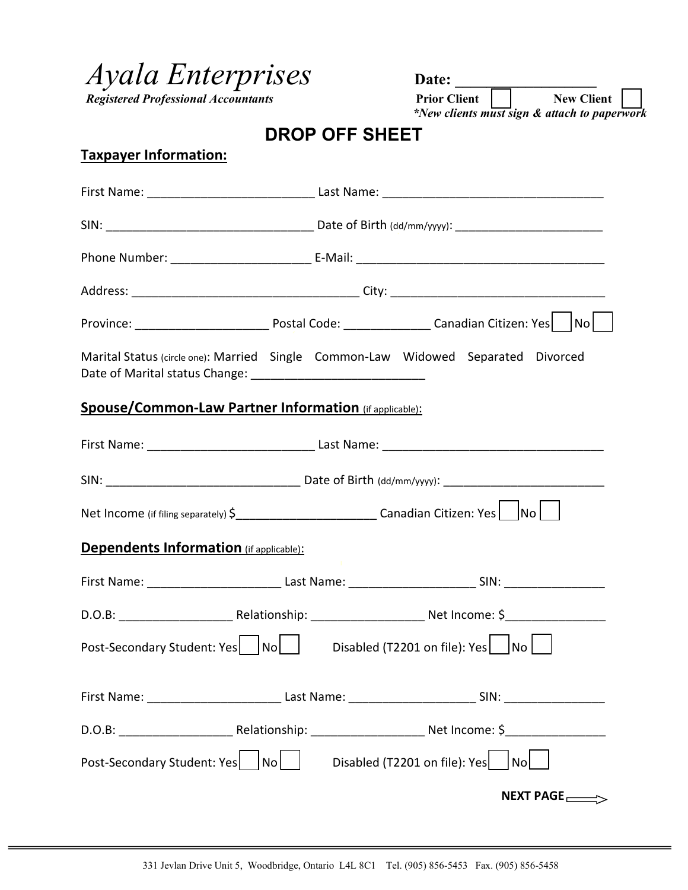# *Ayala Enterprises*

***Registered Professional Accountants***

**Date: ___________________**

**Prior Client** ☐ **New Client** ☐

***New clients must sign & attach to paperwork**

## DROP OFF SHEET

### Taxpayer Information:

First Name: _________________________ Last Name: _________________________________

SIN: _______________________________ Date of Birth (dd/mm/yyyy): ______________________

Phone Number: ____________________ E-Mail: _____________________________________

Address: _________________________________ City: _______________________________

Province: ___________________ Postal Code: _____________ Canadian Citizen: Yes ☐ No ☐

Marital Status (circle one): Married Single Common-Law Widowed Separated Divorced

Date of Marital status Change: _________________________

### Spouse/Common-Law Partner Information (if applicable):

First Name: _________________________ Last Name: _________________________________

SIN: _____________________________ Date of Birth (dd/mm/yyyy): ________________________

Net Income (if filing separately) $_____________________ Canadian Citizen: Yes ☐ No ☐

### Dependents Information (if applicable):

First Name: ____________________ Last Name: __________________ SIN: _______________

D.O.B: _________________ Relationship: ________________ Net Income: $_______________

Post-Secondary Student: Yes ☐ No ☐ Disabled (T2201 on file): Yes ☐ No ☐

First Name: ____________________ Last Name: __________________ SIN: _______________

D.O.B: _________________ Relationship: ________________ Net Income: $_______________

Post-Secondary Student: Yes ☐ No ☐ Disabled (T2201 on file): Yes ☐ No ☐

**NEXT PAGE** ⟹

331 Jevlan Drive Unit 5, Woodbridge, Ontario L4L 8C1 Tel. (905) 856-5453 Fax. (905) 856-5458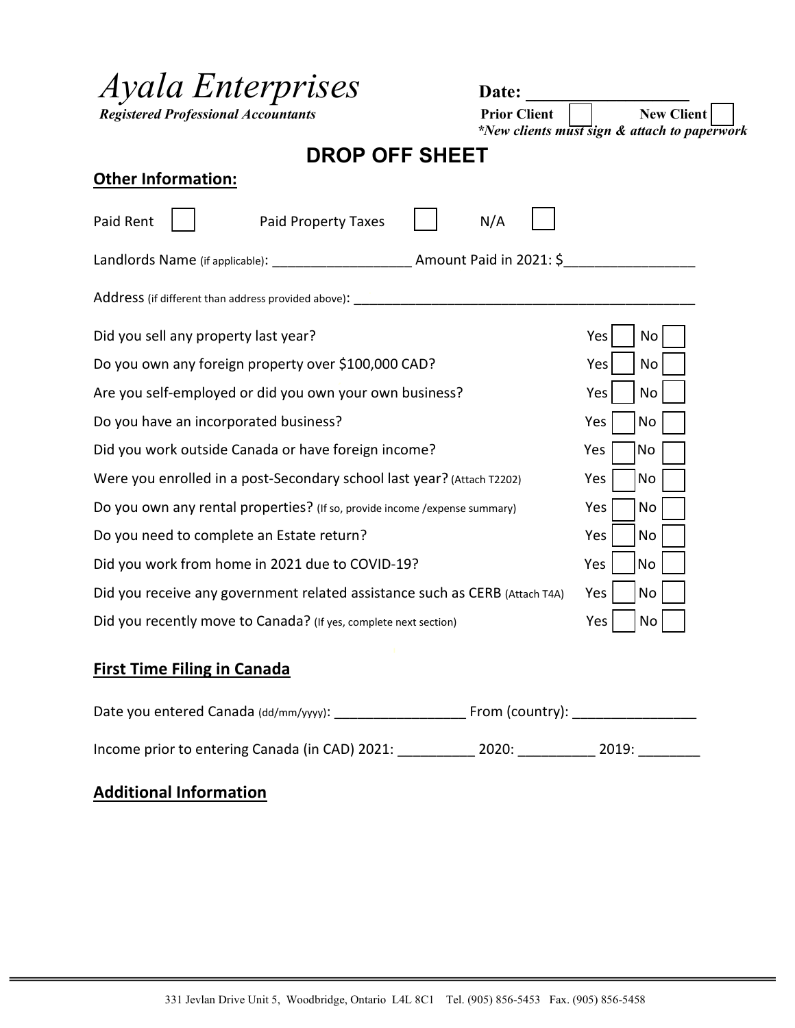*Ayala Enterprises*

***Registered Professional Accountants***

**Date: ___________________**

**Prior Client** ☐ **New Client** ☐

***New clients must sign & attach to paperwork**

# DROP OFF SHEET

## Other Information:

Paid Rent ☐ Paid Property Taxes ☐ N/A ☐

Landlords Name (if applicable): __________________ Amount Paid in 2021: $_________________

Address (if different than address provided above): _______________________________________________

| | | |
|---|---|---|
| Did you sell any property last year? | Yes ☐ | No ☐ |
| Do you own any foreign property over $100,000 CAD? | Yes ☐ | No ☐ |
| Are you self-employed or did you own your own business? | Yes ☐ | No ☐ |
| Do you have an incorporated business? | Yes ☐ | No ☐ |
| Did you work outside Canada or have foreign income? | Yes ☐ | No ☐ |
| Were you enrolled in a post-Secondary school last year? (Attach T2202) | Yes ☐ | No ☐ |
| Do you own any rental properties? (If so, provide income /expense summary) | Yes ☐ | No ☐ |
| Do you need to complete an Estate return? | Yes ☐ | No ☐ |
| Did you work from home in 2021 due to COVID-19? | Yes ☐ | No ☐ |
| Did you receive any government related assistance such as CERB (Attach T4A) | Yes ☐ | No ☐ |
| Did you recently move to Canada? (If yes, complete next section) | Yes ☐ | No ☐ |

## First Time Filing in Canada

Date you entered Canada (dd/mm/yyyy): _________________ From (country): ________________

Income prior to entering Canada (in CAD) 2021: __________ 2020: __________ 2019: ________

## Additional Information

331 Jevlan Drive Unit 5, Woodbridge, Ontario L4L 8C1 Tel. (905) 856-5453 Fax. (905) 856-5458